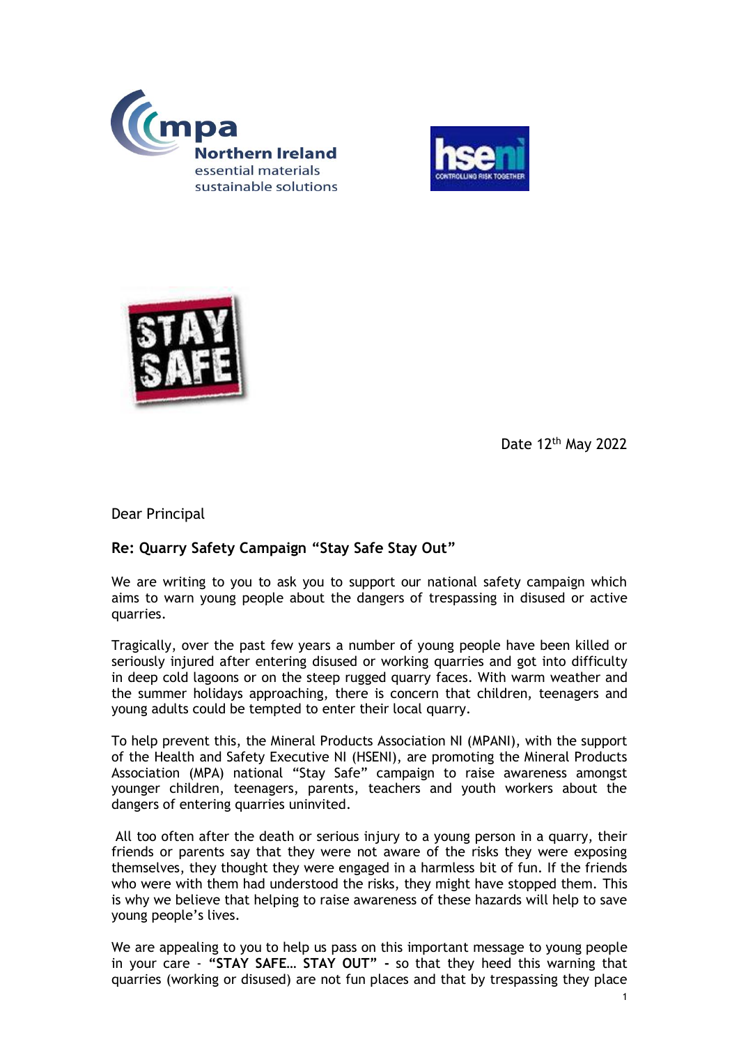Date 12th May 2022

Dear Principal

**Re: Quarry Safety Campaign "Stay Safe Stay Out"**

We are writing to you to ask you to support our national safety campaign which aims to warn young people about the dangers of trespassing in disused or active quarries.

Tragically, over the past few years a number of young people have been killed or seriously injured after entering disused or working quarries and got into difficulty in deep cold lagoons or on the steep rugged quarry faces. With warm weather and the summer holidays approaching, there is concern that children, teenagers and young adults could be tempted to enter their local quarry.

To help prevent this, the Mineral Products Association NI (MPANI), with the support of the Health and Safety Executive NI (HSENI), are promoting the Mineral Products Association (MPA) national "Stay Safe" campaign to raise awareness amongst younger children, teenagers, parents, teachers and youth workers about the dangers of entering quarries uninvited.

All too often after the death or serious injury to a young person in a quarry, their friends or parents say that they were not aware of the risks they were exposing themselves, they thought they were engaged in a harmless bit of fun. If the friends who were with them had understood the risks, they might have stopped them. This is why we believe that helping to raise awareness of these hazards will help to save young people's lives.

We are appealing to you to help us pass on this important message to young people in your care - **"STAY SAFE… STAY OUT" -** so that they heed this warning that quarries (working or disused) are not fun places and that by trespassing they place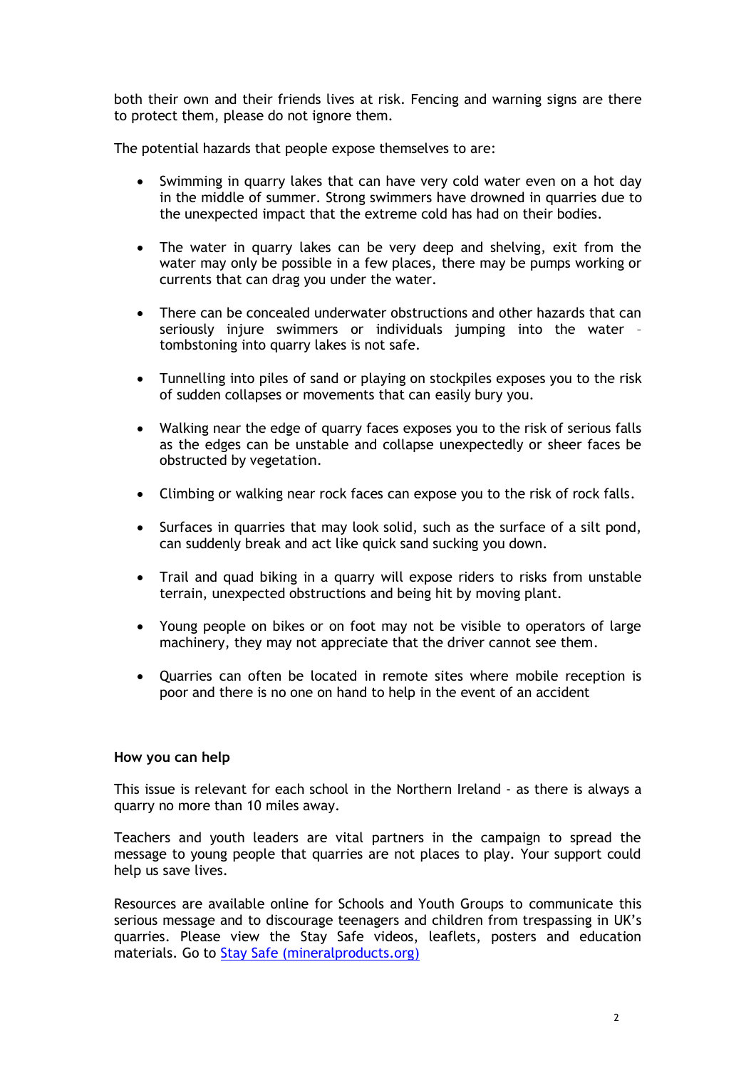both their own and their friends lives at risk. Fencing and warning signs are there to protect them, please do not ignore them.

The potential hazards that people expose themselves to are:

- Swimming in quarry lakes that can have very cold water even on a hot day in the middle of summer. Strong swimmers have drowned in quarries due to the unexpected impact that the extreme cold has had on their bodies.

- The water in quarry lakes can be very deep and shelving, exit from the water may only be possible in a few places, there may be pumps working or currents that can drag you under the water.

- There can be concealed underwater obstructions and other hazards that can seriously injure swimmers or individuals jumping into the water – tombstoning into quarry lakes is not safe.

- Tunnelling into piles of sand or playing on stockpiles exposes you to the risk of sudden collapses or movements that can easily bury you.

- Walking near the edge of quarry faces exposes you to the risk of serious falls as the edges can be unstable and collapse unexpectedly or sheer faces be obstructed by vegetation.

- Climbing or walking near rock faces can expose you to the risk of rock falls.

- Surfaces in quarries that may look solid, such as the surface of a silt pond, can suddenly break and act like quick sand sucking you down.

- Trail and quad biking in a quarry will expose riders to risks from unstable terrain, unexpected obstructions and being hit by moving plant.

- Young people on bikes or on foot may not be visible to operators of large machinery, they may not appreciate that the driver cannot see them.

- Quarries can often be located in remote sites where mobile reception is poor and there is no one on hand to help in the event of an accident

**How you can help**

This issue is relevant for each school in the Northern Ireland - as there is always a quarry no more than 10 miles away.

Teachers and youth leaders are vital partners in the campaign to spread the message to young people that quarries are not places to play. Your support could help us save lives.

Resources are available online for Schools and Youth Groups to communicate this serious message and to discourage teenagers and children from trespassing in UK's quarries. Please view the Stay Safe videos, leaflets, posters and education materials. Go to [Stay Safe (mineralproducts.org)](mineralproducts.org)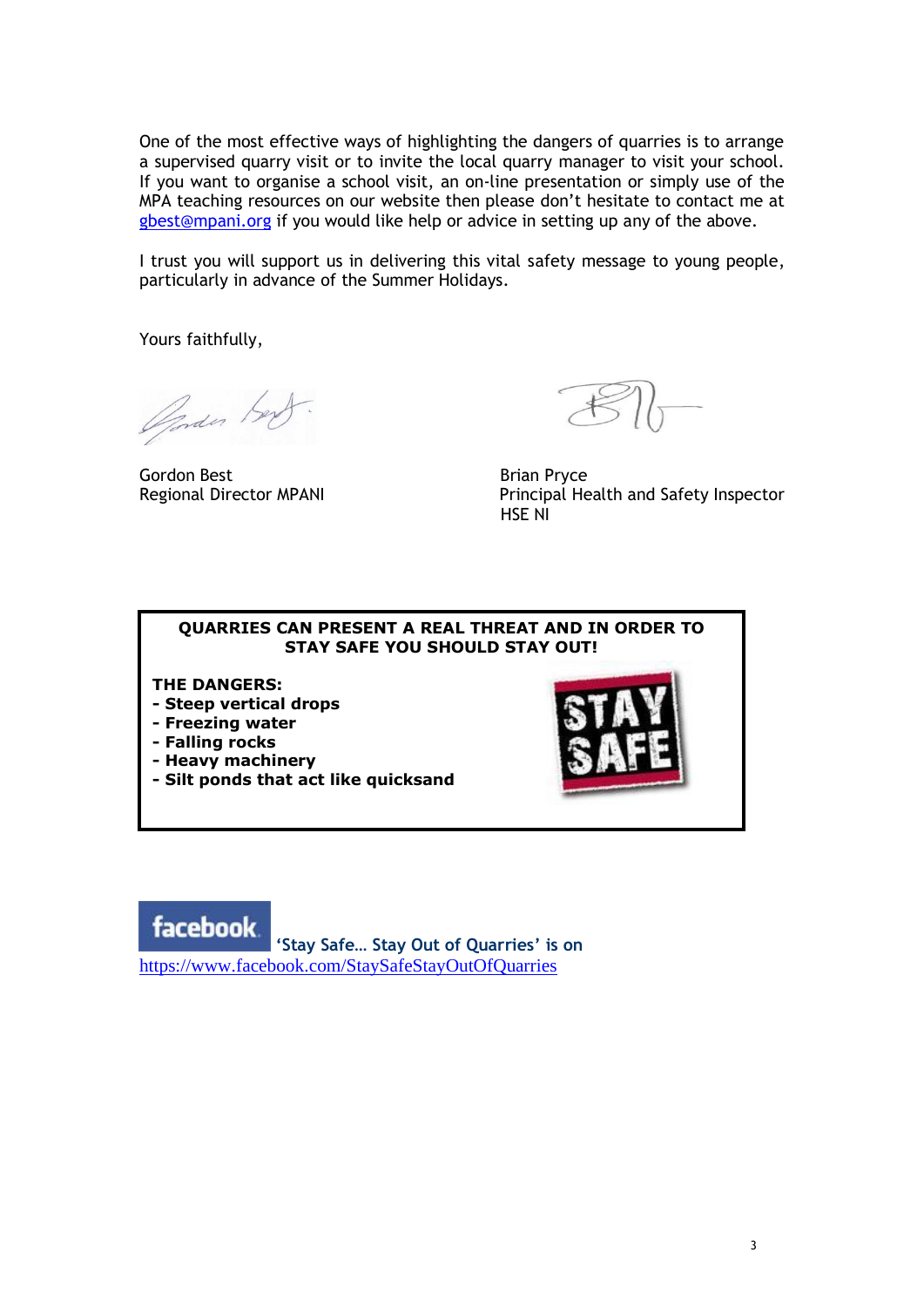One of the most effective ways of highlighting the dangers of quarries is to arrange a supervised quarry visit or to invite the local quarry manager to visit your school. If you want to organise a school visit, an on-line presentation or simply use of the MPA teaching resources on our website then please don't hesitate to contact me at gbest@mpani.org if you would like help or advice in setting up any of the above.

I trust you will support us in delivering this vital safety message to young people, particularly in advance of the Summer Holidays.

Yours faithfully,

Gordon Best
Regional Director MPANI

Brian Pryce
Principal Health and Safety Inspector
HSE NI

**QUARRIES CAN PRESENT A REAL THREAT AND IN ORDER TO STAY SAFE YOU SHOULD STAY OUT!**

**THE DANGERS:**
- **Steep vertical drops**
- **Freezing water**
- **Falling rocks**
- **Heavy machinery**
- **Silt ponds that act like quicksand**

STAY SAFE

facebook **'Stay Safe… Stay Out of Quarries' is on**
https://www.facebook.com/StaySafeStayOutOfQuarries